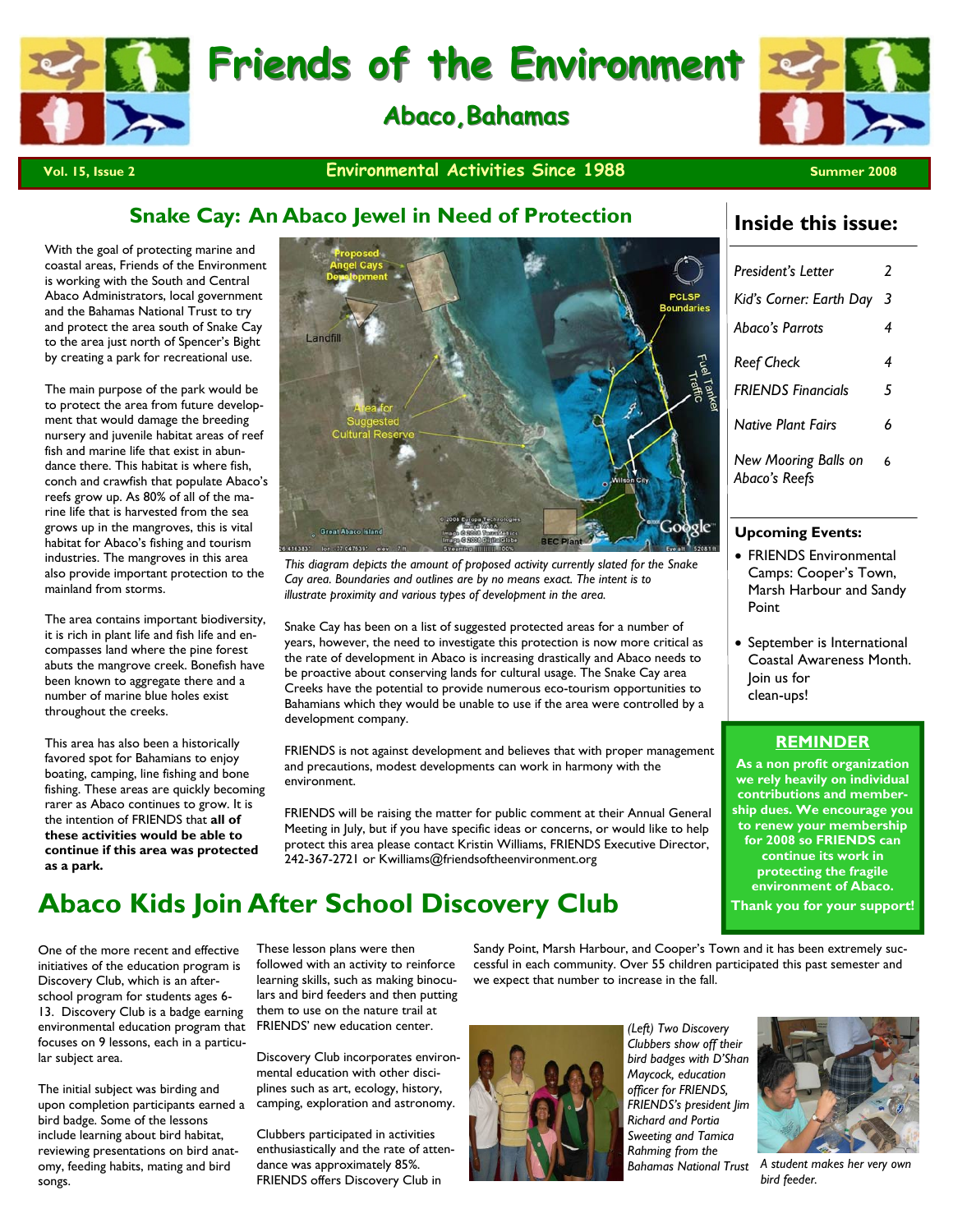# Friends of the Environment

## Abaco, Bahamas

Vol. 15, Issue 2 — Environmental Activities Since 1988 — Summer 2008

## Snake Cay: An Abaco Jewel in Need of Protection

With the goal of protecting marine and coastal areas, Friends of the Environment is working with the South and Central Abaco Administrators, local government and the Bahamas National Trust to try and protect the area south of Snake Cay to the area just north of Spencer's Bight by creating a park for recreational use.

The main purpose of the park would be to protect the area from future development that would damage the breeding nursery and juvenile habitat areas of reef fish and marine life that exist in abundance there. This habitat is where fish, conch and crawfish that populate Abaco's reefs grow up. As 80% of all of the marine life that is harvested from the sea grows up in the mangroves, this is vital habitat for Abaco's fishing and tourism industries. The mangroves in this area also provide important protection to the mainland from storms.

The area contains important biodiversity, it is rich in plant life and fish life and encompasses land where the pine forest abuts the mangrove creek. Bonefish have been known to aggregate there and a number of marine blue holes exist throughout the creeks.

This area has also been a historically favored spot for Bahamians to enjoy boating, camping, line fishing and bone fishing. These areas are quickly becoming rarer as Abaco continues to grow. It is the intention of FRIENDS that **all of these activities would be able to continue if this area was protected as a park.**

*This diagram depicts the amount of proposed activity currently slated for the Snake Cay area. Boundaries and outlines are by no means exact. The intent is to illustrate proximity and various types of development in the area.*

Snake Cay has been on a list of suggested protected areas for a number of years, however, the need to investigate this protection is now more critical as the rate of development in Abaco is increasing drastically and Abaco needs to be proactive about conserving lands for cultural usage. The Snake Cay area Creeks have the potential to provide numerous eco-tourism opportunities to Bahamians which they would be unable to use if the area were controlled by a development company.

FRIENDS is not against development and believes that with proper management and precautions, modest developments can work in harmony with the environment.

FRIENDS will be raising the matter for public comment at their Annual General Meeting in July, but if you have specific ideas or concerns, or would like to help protect this area please contact Kristin Williams, FRIENDS Executive Director, 242-367-2721 or Kwilliams@friendsoftheenvironment.org

## Inside this issue:

| | |
|---|---|
| *President's Letter* | 2 |
| *Kid's Corner: Earth Day* | 3 |
| *Abaco's Parrots* | 4 |
| *Reef Check* | 4 |
| *FRIENDS Financials* | 5 |
| *Native Plant Fairs* | 6 |
| *New Mooring Balls on Abaco's Reefs* | 6 |

**Upcoming Events:**

- FRIENDS Environmental Camps: Cooper's Town, Marsh Harbour and Sandy Point
- September is International Coastal Awareness Month. Join us for clean-ups!

**REMINDER**

**As a non profit organization we rely heavily on individual contributions and membership dues. We encourage you to renew your membership for 2008 so FRIENDS can continue its work in protecting the fragile environment of Abaco.**

**Thank you for your support!**

## Abaco Kids Join After School Discovery Club

One of the more recent and effective initiatives of the education program is Discovery Club, which is an after-school program for students ages 6-13. Discovery Club is a badge earning environmental education program that focuses on 9 lessons, each in a particular subject area.

The initial subject was birding and upon completion participants earned a bird badge. Some of the lessons include learning about bird habitat, reviewing presentations on bird anatomy, feeding habits, mating and bird songs.

These lesson plans were then followed with an activity to reinforce learning skills, such as making binoculars and bird feeders and then putting them to use on the nature trail at FRIENDS' new education center.

Discovery Club incorporates environmental education with other disciplines such as art, ecology, history, camping, exploration and astronomy.

Clubbers participated in activities enthusiastically and the rate of attendance was approximately 85%. FRIENDS offers Discovery Club in Sandy Point, Marsh Harbour, and Cooper's Town and it has been extremely successful in each community. Over 55 children participated this past semester and we expect that number to increase in the fall.

*(Left) Two Discovery Clubbers show off their bird badges with D'Shan Maycock, education officer for FRIENDS, FRIENDS's president Jim Richard and Portia Sweeting and Tamica Rahming from the Bahamas National Trust*

*A student makes her very own bird feeder.*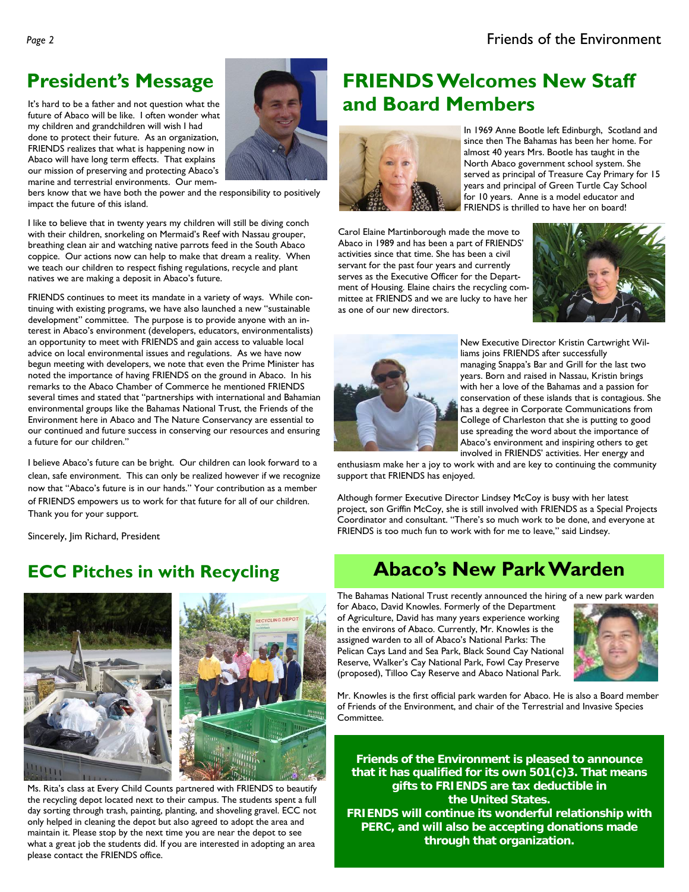## President's Message

It's hard to be a father and not question what the future of Abaco will be like. I often wonder what my children and grandchildren will wish I had done to protect their future. As an organization, FRIENDS realizes that what is happening now in Abaco will have long term effects. That explains our mission of preserving and protecting Abaco's marine and terrestrial environments. Our members know that we have both the power and the responsibility to positively impact the future of this island.

I like to believe that in twenty years my children will still be diving conch with their children, snorkeling on Mermaid's Reef with Nassau grouper, breathing clean air and watching native parrots feed in the South Abaco coppice. Our actions now can help to make that dream a reality. When we teach our children to respect fishing regulations, recycle and plant natives we are making a deposit in Abaco's future.

FRIENDS continues to meet its mandate in a variety of ways. While continuing with existing programs, we have also launched a new "sustainable development" committee. The purpose is to provide anyone with an interest in Abaco's environment (developers, educators, environmentalists) an opportunity to meet with FRIENDS and gain access to valuable local advice on local environmental issues and regulations. As we have now begun meeting with developers, we note that even the Prime Minister has noted the importance of having FRIENDS on the ground in Abaco. In his remarks to the Abaco Chamber of Commerce he mentioned FRIENDS several times and stated that "partnerships with international and Bahamian environmental groups like the Bahamas National Trust, the Friends of the Environment here in Abaco and The Nature Conservancy are essential to our continued and future success in conserving our resources and ensuring a future for our children."

I believe Abaco's future can be bright. Our children can look forward to a clean, safe environment. This can only be realized however if we recognize now that "Abaco's future is in our hands." Your contribution as a member of FRIENDS empowers us to work for that future for all of our children. Thank you for your support.

Sincerely, Jim Richard, President

## FRIENDS Welcomes New Staff and Board Members

In 1969 Anne Bootle left Edinburgh, Scotland and since then The Bahamas has been her home. For almost 40 years Mrs. Bootle has taught in the North Abaco government school system. She served as principal of Treasure Cay Primary for 15 years and principal of Green Turtle Cay School for 10 years. Anne is a model educator and FRIENDS is thrilled to have her on board!

Carol Elaine Martinborough made the move to Abaco in 1989 and has been a part of FRIENDS' activities since that time. She has been a civil servant for the past four years and currently serves as the Executive Officer for the Department of Housing. Elaine chairs the recycling committee at FRIENDS and we are lucky to have her as one of our new directors.

New Executive Director Kristin Cartwright Williams joins FRIENDS after successfully managing Snappa's Bar and Grill for the last two years. Born and raised in Nassau, Kristin brings with her a love of the Bahamas and a passion for conservation of these islands that is contagious. She has a degree in Corporate Communications from College of Charleston that she is putting to good use spreading the word about the importance of Abaco's environment and inspiring others to get involved in FRIENDS' activities. Her energy and enthusiasm make her a joy to work with and are key to continuing the community support that FRIENDS has enjoyed.

Although former Executive Director Lindsey McCoy is busy with her latest project, son Griffin McCoy, she is still involved with FRIENDS as a Special Projects Coordinator and consultant. "There's so much work to be done, and everyone at FRIENDS is too much fun to work with for me to leave," said Lindsey.

## ECC Pitches in with Recycling

Ms. Rita's class at Every Child Counts partnered with FRIENDS to beautify the recycling depot located next to their campus. The students spent a full day sorting through trash, painting, planting, and shoveling gravel. ECC not only helped in cleaning the depot but also agreed to adopt the area and maintain it. Please stop by the next time you are near the depot to see what a great job the students did. If you are interested in adopting an area please contact the FRIENDS office.

## Abaco's New Park Warden

The Bahamas National Trust recently announced the hiring of a new park warden for Abaco, David Knowles. Formerly of the Department of Agriculture, David has many years experience working in the environs of Abaco. Currently, Mr. Knowles is the assigned warden to all of Abaco's National Parks: The Pelican Cays Land and Sea Park, Black Sound Cay National Reserve, Walker's Cay National Park, Fowl Cay Preserve (proposed), Tilloo Cay Reserve and Abaco National Park.

Mr. Knowles is the first official park warden for Abaco. He is also a Board member of Friends of the Environment, and chair of the Terrestrial and Invasive Species Committee.

**Friends of the Environment is pleased to announce that it has qualified for its own 501(c)3. That means gifts to FRIENDS are tax deductible in the United States.**
**FRIENDS will continue its wonderful relationship with PERC, and will also be accepting donations made through that organization.**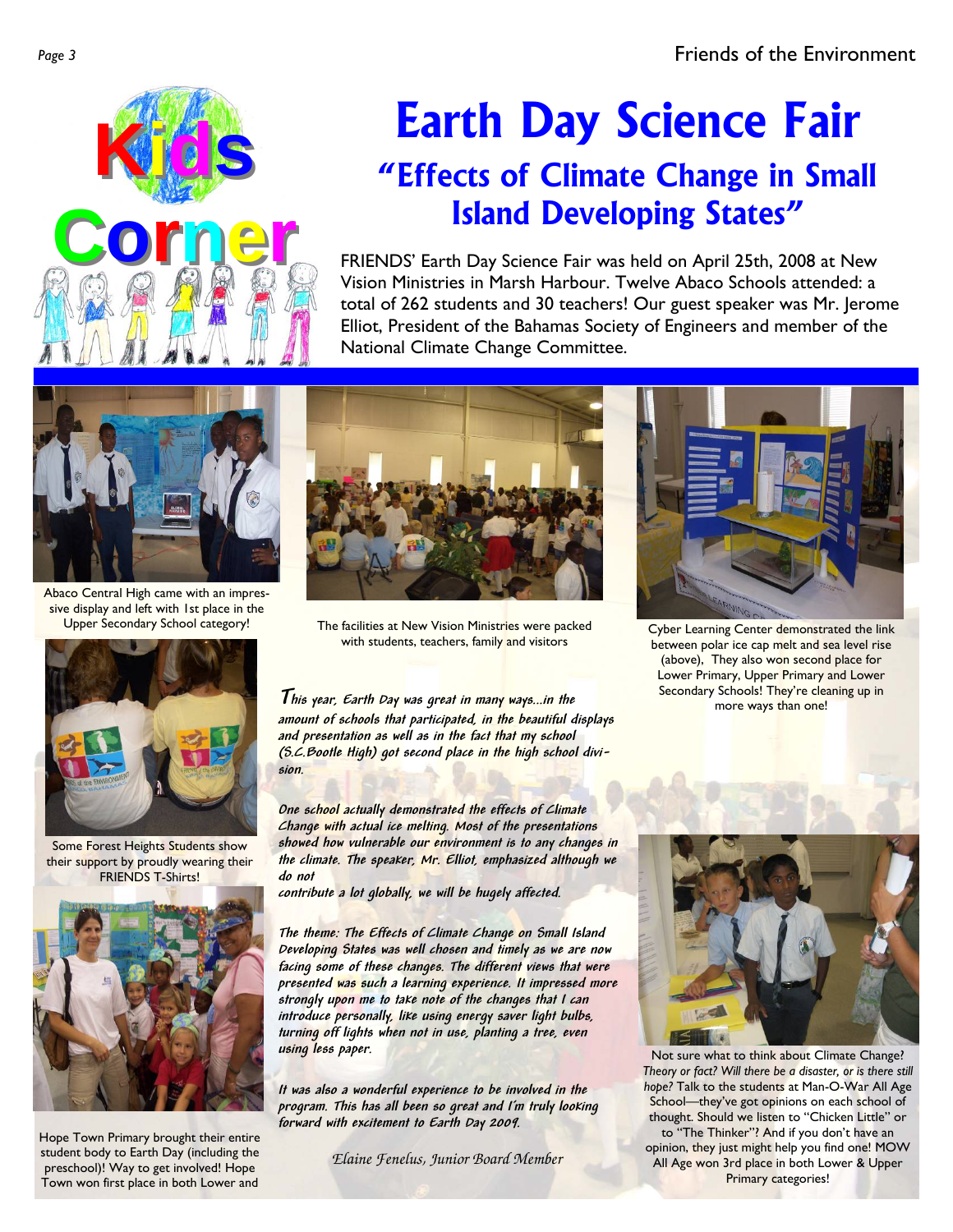# Earth Day Science Fair

## "Effects of Climate Change in Small Island Developing States"

FRIENDS' Earth Day Science Fair was held on April 25th, 2008 at New Vision Ministries in Marsh Harbour. Twelve Abaco Schools attended: a total of 262 students and 30 teachers! Our guest speaker was Mr. Jerome Elliot, President of the Bahamas Society of Engineers and member of the National Climate Change Committee.

Abaco Central High came with an impressive display and left with 1st place in the Upper Secondary School category!

The facilities at New Vision Ministries were packed with students, teachers, family and visitors

Cyber Learning Center demonstrated the link between polar ice cap melt and sea level rise (above), They also won second place for Lower Primary, Upper Primary and Lower Secondary Schools! They're cleaning up in more ways than one!

Some Forest Heights Students show their support by proudly wearing their FRIENDS T-Shirts!

Hope Town Primary brought their entire student body to Earth Day (including the preschool)! Way to get involved! Hope Town won first place in both Lower and

*This year, Earth Day was great in many ways...in the amount of schools that participated, in the beautiful displays and presentation as well as in the fact that my school (S.C.Bootle High) got second place in the high school division.*

*One school actually demonstrated the effects of Climate Change with actual ice melting. Most of the presentations showed how vulnerable our environment is to any changes in the climate. The speaker, Mr. Elliot, emphasized although we do not contribute a lot globally, we will be hugely affected.*

*The theme: The Effects of Climate Change on Small Island Developing States was well chosen and timely as we are now facing some of these changes. The different views that were presented was such a learning experience. It impressed more strongly upon me to take note of the changes that I can introduce personally, like using energy saver light bulbs, turning off lights when not in use, planting a tree, even using less paper.*

*It was also a wonderful experience to be involved in the program. This has all been so great and I'm truly looking forward with excitement to Earth Day 2009.*

*Elaine Fenelus, Junior Board Member*

Not sure what to think about Climate Change? *Theory or fact? Will there be a disaster, or is there still hope?* Talk to the students at Man-O-War All Age School—they've got opinions on each school of thought. Should we listen to "Chicken Little" or to "The Thinker"? And if you don't have an opinion, they just might help you find one! MOW All Age won 3rd place in both Lower & Upper Primary categories!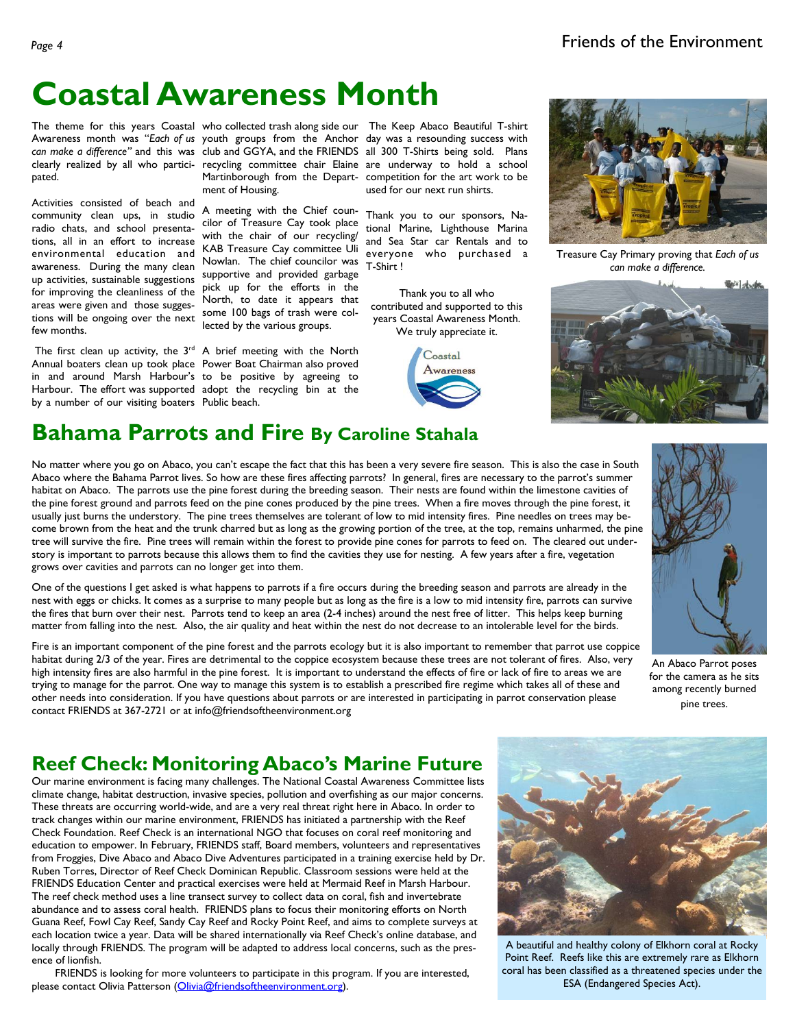# Coastal Awareness Month

The theme for this years Coastal Awareness month was *"Each of us can make a difference"* and this was clearly realized by all who participated.

Activities consisted of beach and community clean ups, in studio radio chats, and school presentations, all in an effort to increase environmental education and awareness. During the many clean up activities, sustainable suggestions for improving the cleanliness of the areas were given and those suggestions will be ongoing over the next few months.

The first clean up activity, the 3rd Annual boaters clean up took place in and around Marsh Harbour's Harbour. The effort was supported by a number of our visiting boaters who collected trash along side our youth groups from the Anchor club and GGYA, and the FRIENDS recycling committee chair Elaine Martinborough from the Department of Housing.

A meeting with the Chief councilor of Treasure Cay took place with the chair of our recycling/ KAB Treasure Cay committee Uli Nowlan. The chief councilor was supportive and provided garbage pick up for the efforts in the North, to date it appears that some 100 bags of trash were collected by the various groups.

A brief meeting with the North Power Boat Chairman also proved to be positive by agreeing to adopt the recycling bin at the Public beach.

The Keep Abaco Beautiful T-shirt day was a resounding success with all 300 T-Shirts being sold. Plans are underway to hold a school competition for the art work to be used for our next run shirts.

Thank you to our sponsors, National Marine, Lighthouse Marina and Sea Star car Rentals and to everyone who purchased a T-Shirt !

Thank you to all who contributed and supported to this years Coastal Awareness Month. We truly appreciate it.

Coastal Awareness

Treasure Cay Primary proving that *Each of us can make a difference.*

## Bahama Parrots and Fire By Caroline Stahala

No matter where you go on Abaco, you can't escape the fact that this has been a very severe fire season. This is also the case in South Abaco where the Bahama Parrot lives. So how are these fires affecting parrots? In general, fires are necessary to the parrot's summer habitat on Abaco. The parrots use the pine forest during the breeding season. Their nests are found within the limestone cavities of the pine forest ground and parrots feed on the pine cones produced by the pine trees. When a fire moves through the pine forest, it usually just burns the understory. The pine trees themselves are tolerant of low to mid intensity fires. Pine needles on trees may become brown from the heat and the trunk charred but as long as the growing portion of the tree, at the top, remains unharmed, the pine tree will survive the fire. Pine trees will remain within the forest to provide pine cones for parrots to feed on. The cleared out understory is important to parrots because this allows them to find the cavities they use for nesting. A few years after a fire, vegetation grows over cavities and parrots can no longer get into them.

One of the questions I get asked is what happens to parrots if a fire occurs during the breeding season and parrots are already in the nest with eggs or chicks. It comes as a surprise to many people but as long as the fire is a low to mid intensity fire, parrots can survive the fires that burn over their nest. Parrots tend to keep an area (2-4 inches) around the nest free of litter. This helps keep burning matter from falling into the nest. Also, the air quality and heat within the nest do not decrease to an intolerable level for the birds.

Fire is an important component of the pine forest and the parrots ecology but it is also important to remember that parrot use coppice habitat during 2/3 of the year. Fires are detrimental to the coppice ecosystem because these trees are not tolerant of fires. Also, very high intensity fires are also harmful in the pine forest. It is important to understand the effects of fire or lack of fire to areas we are trying to manage for the parrot. One way to manage this system is to establish a prescribed fire regime which takes all of these and other needs into consideration. If you have questions about parrots or are interested in participating in parrot conservation please contact FRIENDS at 367-2721 or at info@friendsoftheenvironment.org

An Abaco Parrot poses for the camera as he sits among recently burned pine trees.

## Reef Check: Monitoring Abaco's Marine Future

Our marine environment is facing many challenges. The National Coastal Awareness Committee lists climate change, habitat destruction, invasive species, pollution and overfishing as our major concerns. These threats are occurring world-wide, and are a very real threat right here in Abaco. In order to track changes within our marine environment, FRIENDS has initiated a partnership with the Reef Check Foundation. Reef Check is an international NGO that focuses on coral reef monitoring and education to empower. In February, FRIENDS staff, Board members, volunteers and representatives from Froggies, Dive Abaco and Abaco Dive Adventures participated in a training exercise held by Dr. Ruben Torres, Director of Reef Check Dominican Republic. Classroom sessions were held at the FRIENDS Education Center and practical exercises were held at Mermaid Reef in Marsh Harbour. The reef check method uses a line transect survey to collect data on coral, fish and invertebrate abundance and to assess coral health. FRIENDS plans to focus their monitoring efforts on North Guana Reef, Fowl Cay Reef, Sandy Cay Reef and Rocky Point Reef, and aims to complete surveys at each location twice a year. Data will be shared internationally via Reef Check's online database, and locally through FRIENDS. The program will be adapted to address local concerns, such as the presence of lionfish.

FRIENDS is looking for more volunteers to participate in this program. If you are interested, please contact Olivia Patterson (Olivia@friendsoftheenvironment.org).

A beautiful and healthy colony of Elkhorn coral at Rocky Point Reef. Reefs like this are extremely rare as Elkhorn coral has been classified as a threatened species under the ESA (Endangered Species Act).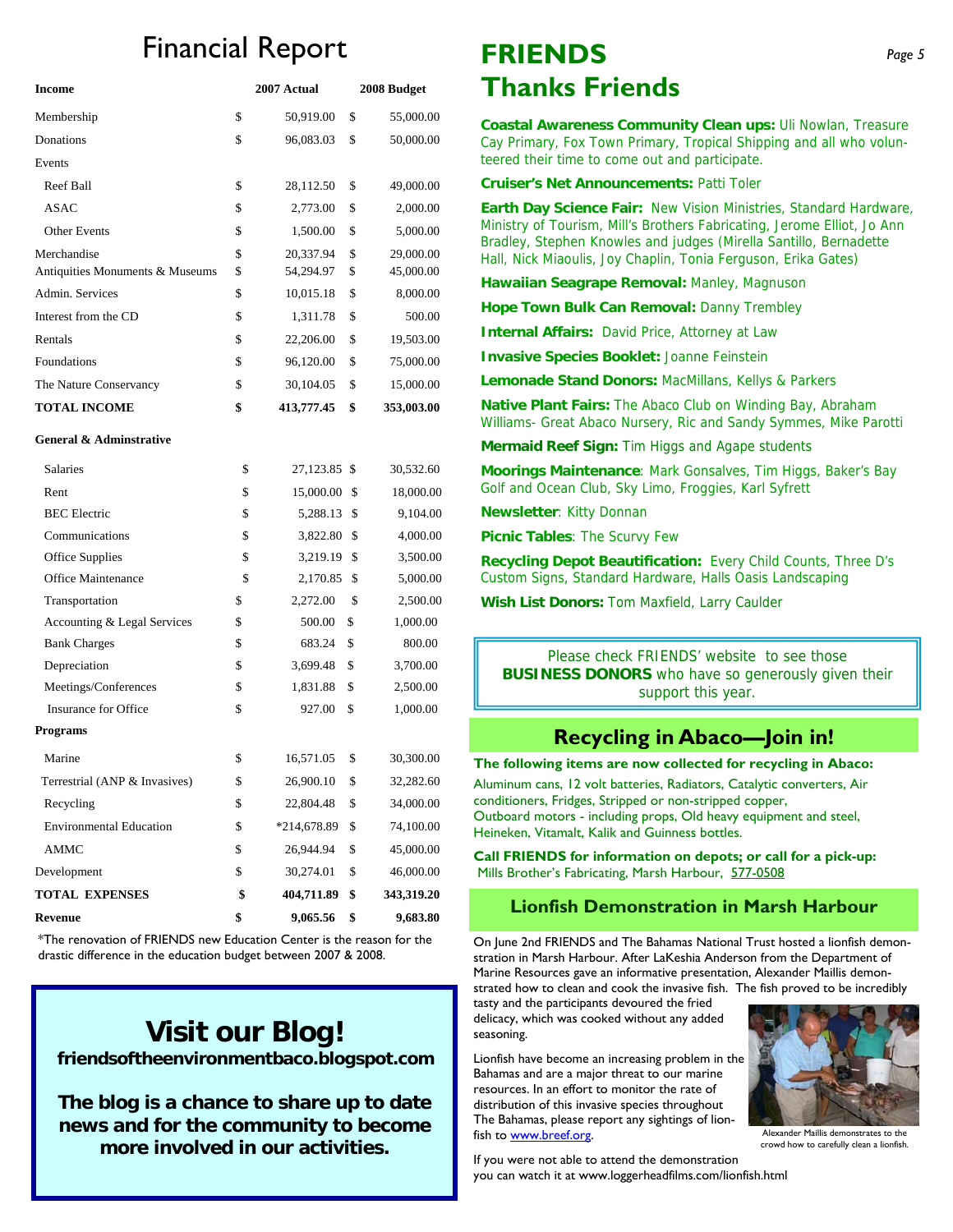# Financial Report

| Income | 2007 Actual | 2008 Budget |
|---|---|---|
| Membership | $ 50,919.00 | $ 55,000.00 |
| Donations | $ 96,083.03 | $ 50,000.00 |
| Events | | |
| Reef Ball | $ 28,112.50 | $ 49,000.00 |
| ASAC | $ 2,773.00 | $ 2,000.00 |
| Other Events | $ 1,500.00 | $ 5,000.00 |
| Merchandise | $ 20,337.94 | $ 29,000.00 |
| Antiquities Monuments & Museums | $ 54,294.97 | $ 45,000.00 |
| Admin. Services | $ 10,015.18 | $ 8,000.00 |
| Interest from the CD | $ 1,311.78 | $ 500.00 |
| Rentals | $ 22,206.00 | $ 19,503.00 |
| Foundations | $ 96,120.00 | $ 75,000.00 |
| The Nature Conservancy | $ 30,104.05 | $ 15,000.00 |
| **TOTAL INCOME** | **$ 413,777.45** | **$ 353,003.00** |
| **General & Adminstrative** | | |
| Salaries | $ 27,123.85 | $ 30,532.60 |
| Rent | $ 15,000.00 | $ 18,000.00 |
| BEC Electric | $ 5,288.13 | $ 9,104.00 |
| Communications | $ 3,822.80 | $ 4,000.00 |
| Office Supplies | $ 3,219.19 | $ 3,500.00 |
| Office Maintenance | $ 2,170.85 | $ 5,000.00 |
| Transportation | $ 2,272.00 | $ 2,500.00 |
| Accounting & Legal Services | $ 500.00 | $ 1,000.00 |
| Bank Charges | $ 683.24 | $ 800.00 |
| Depreciation | $ 3,699.48 | $ 3,700.00 |
| Meetings/Conferences | $ 1,831.88 | $ 2,500.00 |
| Insurance for Office | $ 927.00 | $ 1,000.00 |
| **Programs** | | |
| Marine | $ 16,571.05 | $ 30,300.00 |
| Terrestrial (ANP & Invasives) | $ 26,900.10 | $ 32,282.60 |
| Recycling | $ 22,804.48 | $ 34,000.00 |
| Environmental Education | $ *214,678.89 | $ 74,100.00 |
| AMMC | $ 26,944.94 | $ 45,000.00 |
| Development | $ 30,274.01 | $ 46,000.00 |
| **TOTAL EXPENSES** | **$ 404,711.89** | **$ 343,319.20** |
| **Revenue** | **$ 9,065.56** | **$ 9,683.80** |

*The renovation of FRIENDS new Education Center is the reason for the drastic difference in the education budget between 2007 & 2008.

## Visit our Blog!

**friendsoftheenvironmentbaco.blogspot.com**

**The blog is a chance to share up to date news and for the community to become more involved in our activities.**

# FRIENDS Thanks Friends

**Coastal Awareness Community Clean ups:** Uli Nowlan, Treasure Cay Primary, Fox Town Primary, Tropical Shipping and all who volunteered their time to come out and participate.

**Cruiser's Net Announcements:** Patti Toler

**Earth Day Science Fair:** New Vision Ministries, Standard Hardware, Ministry of Tourism, Mill's Brothers Fabricating, Jerome Elliot, Jo Ann Bradley, Stephen Knowles and judges (Mirella Santillo, Bernadette Hall, Nick Miaoulis, Joy Chaplin, Tonia Ferguson, Erika Gates)

**Hawaiian Seagrape Removal:** Manley, Magnuson

**Hope Town Bulk Can Removal:** Danny Trembley

**Internal Affairs:** David Price, Attorney at Law

**Invasive Species Booklet:** Joanne Feinstein

**Lemonade Stand Donors:** MacMillans, Kellys & Parkers

**Native Plant Fairs:** The Abaco Club on Winding Bay, Abraham Williams- Great Abaco Nursery, Ric and Sandy Symmes, Mike Parotti

**Mermaid Reef Sign:** Tim Higgs and Agape students

**Moorings Maintenance**: Mark Gonsalves, Tim Higgs, Baker's Bay Golf and Ocean Club, Sky Limo, Froggies, Karl Syfrett

**Newsletter**: Kitty Donnan

**Picnic Tables**: The Scurvy Few

**Recycling Depot Beautification:** Every Child Counts, Three D's Custom Signs, Standard Hardware, Halls Oasis Landscaping

**Wish List Donors:** Tom Maxfield, Larry Caulder

Please check FRIENDS' website to see those **BUSINESS DONORS** who have so generously given their support this year.

## Recycling in Abaco—Join in!

**The following items are now collected for recycling in Abaco:**

Aluminum cans, 12 volt batteries, Radiators, Catalytic converters, Air conditioners, Fridges, Stripped or non-stripped copper, Outboard motors - including props, Old heavy equipment and steel, Heineken, Vitamalt, Kalik and Guinness bottles.

**Call FRIENDS for information on depots; or call for a pick-up:** Mills Brother's Fabricating, Marsh Harbour, 577-0508

## Lionfish Demonstration in Marsh Harbour

On June 2nd FRIENDS and The Bahamas National Trust hosted a lionfish demonstration in Marsh Harbour. After LaKeshia Anderson from the Department of Marine Resources gave an informative presentation, Alexander Maillis demonstrated how to clean and cook the invasive fish. The fish proved to be incredibly tasty and the participants devoured the fried delicacy, which was cooked without any added seasoning.

Lionfish have become an increasing problem in the Bahamas and are a major threat to our marine resources. In an effort to monitor the rate of distribution of this invasive species throughout The Bahamas, please report any sightings of lionfish to www.breef.org.

Alexander Maillis demonstrates to the crowd how to carefully clean a lionfish.

If you were not able to attend the demonstration you can watch it at www.loggerheadfilms.com/lionfish.html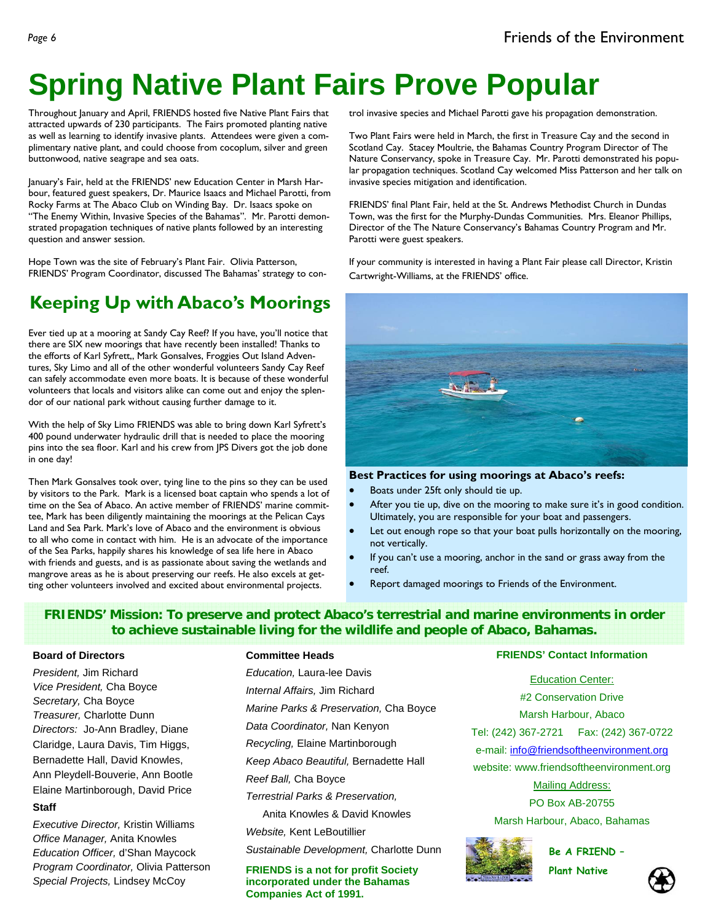# Spring Native Plant Fairs Prove Popular

Throughout January and April, FRIENDS hosted five Native Plant Fairs that attracted upwards of 230 participants. The Fairs promoted planting native as well as learning to identify invasive plants. Attendees were given a complimentary native plant, and could choose from cocoplum, silver and green buttonwood, native seagrape and sea oats.

January's Fair, held at the FRIENDS' new Education Center in Marsh Harbour, featured guest speakers, Dr. Maurice Isaacs and Michael Parotti, from Rocky Farms at The Abaco Club on Winding Bay. Dr. Isaacs spoke on "The Enemy Within, Invasive Species of the Bahamas". Mr. Parotti demonstrated propagation techniques of native plants followed by an interesting question and answer session.

Hope Town was the site of February's Plant Fair. Olivia Patterson, FRIENDS' Program Coordinator, discussed The Bahamas' strategy to control invasive species and Michael Parotti gave his propagation demonstration.

Two Plant Fairs were held in March, the first in Treasure Cay and the second in Scotland Cay. Stacey Moultrie, the Bahamas Country Program Director of The Nature Conservancy, spoke in Treasure Cay. Mr. Parotti demonstrated his popular propagation techniques. Scotland Cay welcomed Miss Patterson and her talk on invasive species mitigation and identification.

FRIENDS' final Plant Fair, held at the St. Andrews Methodist Church in Dundas Town, was the first for the Murphy-Dundas Communities. Mrs. Eleanor Phillips, Director of the The Nature Conservancy's Bahamas Country Program and Mr. Parotti were guest speakers.

If your community is interested in having a Plant Fair please call Director, Kristin Cartwright-Williams, at the FRIENDS' office.

## Keeping Up with Abaco's Moorings

Ever tied up at a mooring at Sandy Cay Reef? If you have, you'll notice that there are SIX new moorings that have recently been installed! Thanks to the efforts of Karl Syfrett,, Mark Gonsalves, Froggies Out Island Adventures, Sky Limo and all of the other wonderful volunteers Sandy Cay Reef can safely accommodate even more boats. It is because of these wonderful volunteers that locals and visitors alike can come out and enjoy the splendor of our national park without causing further damage to it.

With the help of Sky Limo FRIENDS was able to bring down Karl Syfrett's 400 pound underwater hydraulic drill that is needed to place the mooring pins into the sea floor. Karl and his crew from JPS Divers got the job done in one day!

Then Mark Gonsalves took over, tying line to the pins so they can be used by visitors to the Park. Mark is a licensed boat captain who spends a lot of time on the Sea of Abaco. An active member of FRIENDS' marine committee, Mark has been diligently maintaining the moorings at the Pelican Cays Land and Sea Park. Mark's love of Abaco and the environment is obvious to all who come in contact with him. He is an advocate of the importance of the Sea Parks, happily shares his knowledge of sea life here in Abaco with friends and guests, and is as passionate about saving the wetlands and mangrove areas as he is about preserving our reefs. He also excels at getting other volunteers involved and excited about environmental projects.

**Best Practices for using moorings at Abaco's reefs:**

- Boats under 25ft only should tie up.
- After you tie up, dive on the mooring to make sure it's in good condition. Ultimately, you are responsible for your boat and passengers.
- Let out enough rope so that your boat pulls horizontally on the mooring, not vertically.
- If you can't use a mooring, anchor in the sand or grass away from the reef.
- Report damaged moorings to Friends of the Environment.

**FRIENDS' Mission: To preserve and protect Abaco's terrestrial and marine environments in order to achieve sustainable living for the wildlife and people of Abaco, Bahamas.**

**Board of Directors**

*President,* Jim Richard
*Vice President,* Cha Boyce
*Secretary,* Cha Boyce
*Treasurer,* Charlotte Dunn
*Directors:* Jo-Ann Bradley, Diane Claridge, Laura Davis, Tim Higgs, Bernadette Hall, David Knowles, Ann Pleydell-Bouverie, Ann Bootle Elaine Martinborough, David Price

**Staff**

*Executive Director,* Kristin Williams
*Office Manager,* Anita Knowles
*Education Officer,* d'Shan Maycock
*Program Coordinator,* Olivia Patterson
*Special Projects,* Lindsey McCoy

**Committee Heads**

*Education,* Laura-lee Davis
*Internal Affairs,* Jim Richard
*Marine Parks & Preservation,* Cha Boyce
*Data Coordinator,* Nan Kenyon
*Recycling,* Elaine Martinborough
*Keep Abaco Beautiful,* Bernadette Hall
*Reef Ball,* Cha Boyce
*Terrestrial Parks & Preservation,* Anita Knowles & David Knowles
*Website,* Kent LeBoutillier
*Sustainable Development,* Charlotte Dunn

**FRIENDS is a not for profit Society incorporated under the Bahamas Companies Act of 1991.**

**FRIENDS' Contact Information**

Education Center:
#2 Conservation Drive
Marsh Harbour, Abaco
Tel: (242) 367-2721 Fax: (242) 367-0722
e-mail: info@friendsoftheenvironment.org
website: www.friendsoftheenvironment.org

Mailing Address:
PO Box AB-20755
Marsh Harbour, Abaco, Bahamas

**Be A FRIEND – Plant Native**